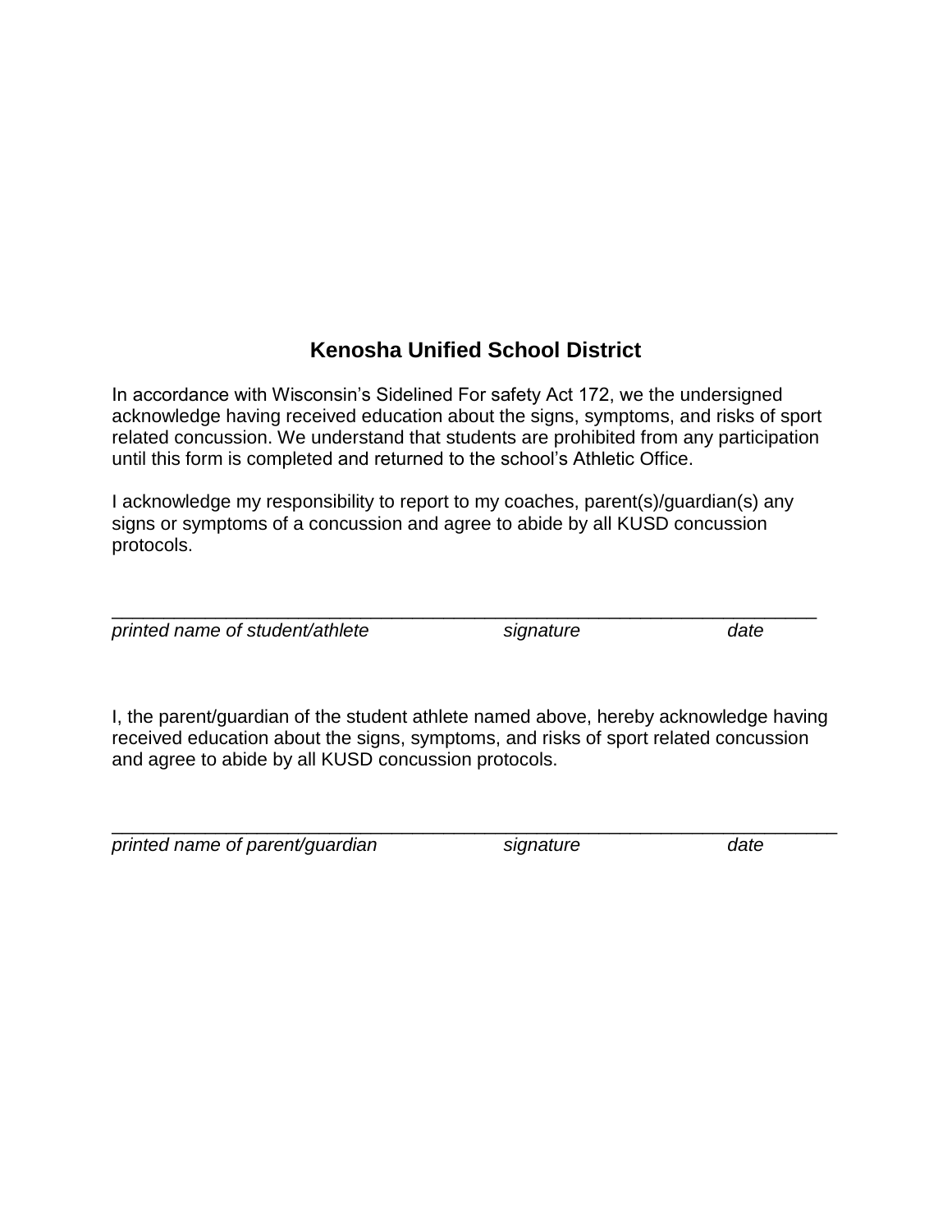# Kenosha Unified School District

In accordance with Wisconsin's Sidelined For safety Act 172, we the undersigned acknowledge having received education about the signs, symptoms, and risks of sport related concussion. We understand that students are prohibited from any participation until this form is completed and returned to the school's Athletic Office.

I acknowledge my responsibility to report to my coaches, parent(s)/guardian(s) any signs or symptoms of a concussion and agree to abide by all KUSD concussion protocols.

_______________________________________________________________________

*printed name of student/athlete* *signature* *date*

I, the parent/guardian of the student athlete named above, hereby acknowledge having received education about the signs, symptoms, and risks of sport related concussion and agree to abide by all KUSD concussion protocols.

_______________________________________________________________________

*printed name of parent/guardian* *signature* *date*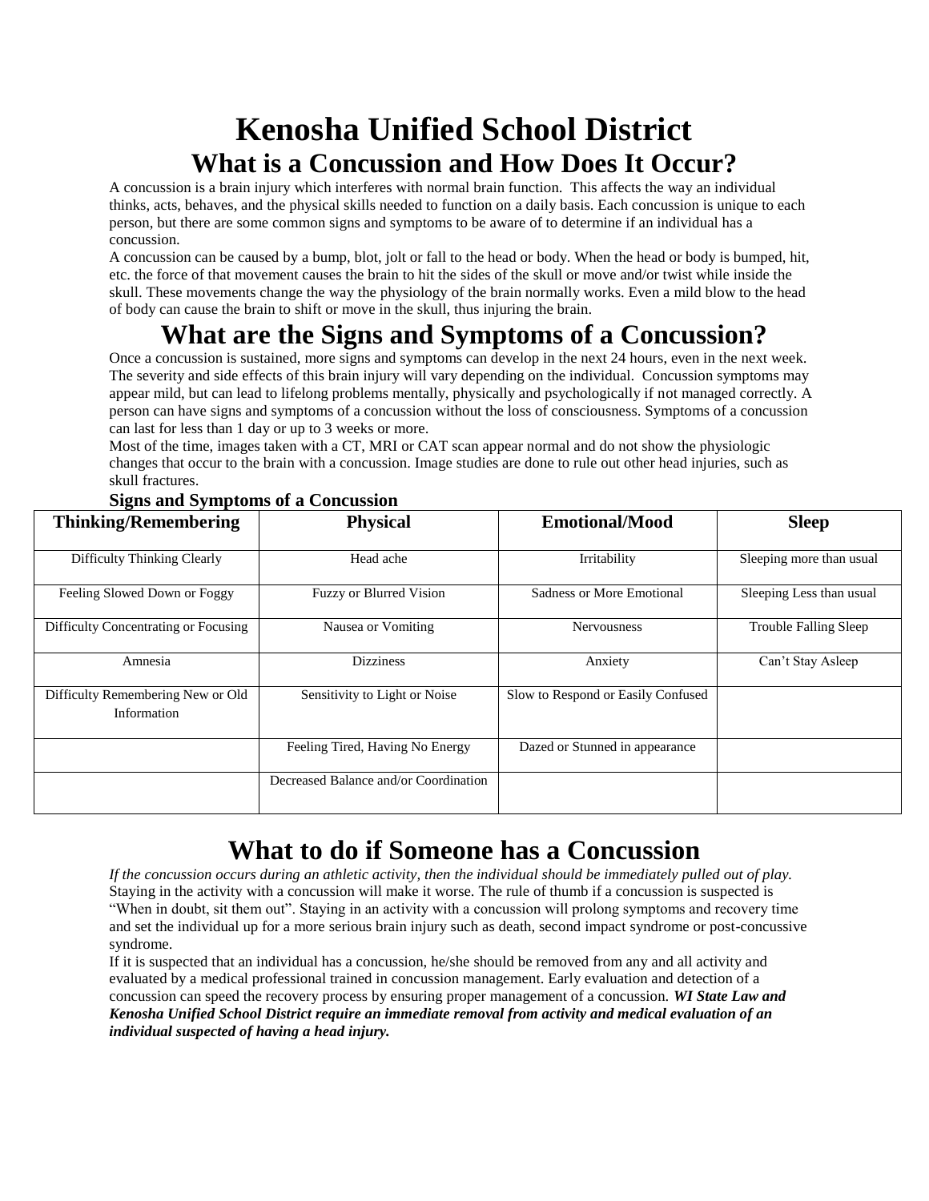# Kenosha Unified School District

## What is a Concussion and How Does It Occur?

A concussion is a brain injury which interferes with normal brain function. This affects the way an individual thinks, acts, behaves, and the physical skills needed to function on a daily basis. Each concussion is unique to each person, but there are some common signs and symptoms to be aware of to determine if an individual has a concussion.

A concussion can be caused by a bump, blot, jolt or fall to the head or body. When the head or body is bumped, hit, etc. the force of that movement causes the brain to hit the sides of the skull or move and/or twist while inside the skull. These movements change the way the physiology of the brain normally works. Even a mild blow to the head of body can cause the brain to shift or move in the skull, thus injuring the brain.

## What are the Signs and Symptoms of a Concussion?

Once a concussion is sustained, more signs and symptoms can develop in the next 24 hours, even in the next week. The severity and side effects of this brain injury will vary depending on the individual. Concussion symptoms may appear mild, but can lead to lifelong problems mentally, physically and psychologically if not managed correctly. A person can have signs and symptoms of a concussion without the loss of consciousness. Symptoms of a concussion can last for less than 1 day or up to 3 weeks or more.

Most of the time, images taken with a CT, MRI or CAT scan appear normal and do not show the physiologic changes that occur to the brain with a concussion. Image studies are done to rule out other head injuries, such as skull fractures.

**Signs and Symptoms of a Concussion**

| Thinking/Remembering | Physical | Emotional/Mood | Sleep |
|---|---|---|---|
| Difficulty Thinking Clearly | Head ache | Irritability | Sleeping more than usual |
| Feeling Slowed Down or Foggy | Fuzzy or Blurred Vision | Sadness or More Emotional | Sleeping Less than usual |
| Difficulty Concentrating or Focusing | Nausea or Vomiting | Nervousness | Trouble Falling Sleep |
| Amnesia | Dizziness | Anxiety | Can't Stay Asleep |
| Difficulty Remembering New or Old Information | Sensitivity to Light or Noise | Slow to Respond or Easily Confused | |
| | Feeling Tired, Having No Energy | Dazed or Stunned in appearance | |
| | Decreased Balance and/or Coordination | | |

## What to do if Someone has a Concussion

*If the concussion occurs during an athletic activity, then the individual should be immediately pulled out of play.* Staying in the activity with a concussion will make it worse. The rule of thumb if a concussion is suspected is "When in doubt, sit them out". Staying in an activity with a concussion will prolong symptoms and recovery time and set the individual up for a more serious brain injury such as death, second impact syndrome or post-concussive syndrome.

If it is suspected that an individual has a concussion, he/she should be removed from any and all activity and evaluated by a medical professional trained in concussion management. Early evaluation and detection of a concussion can speed the recovery process by ensuring proper management of a concussion. ***WI State Law and Kenosha Unified School District require an immediate removal from activity and medical evaluation of an individual suspected of having a head injury.***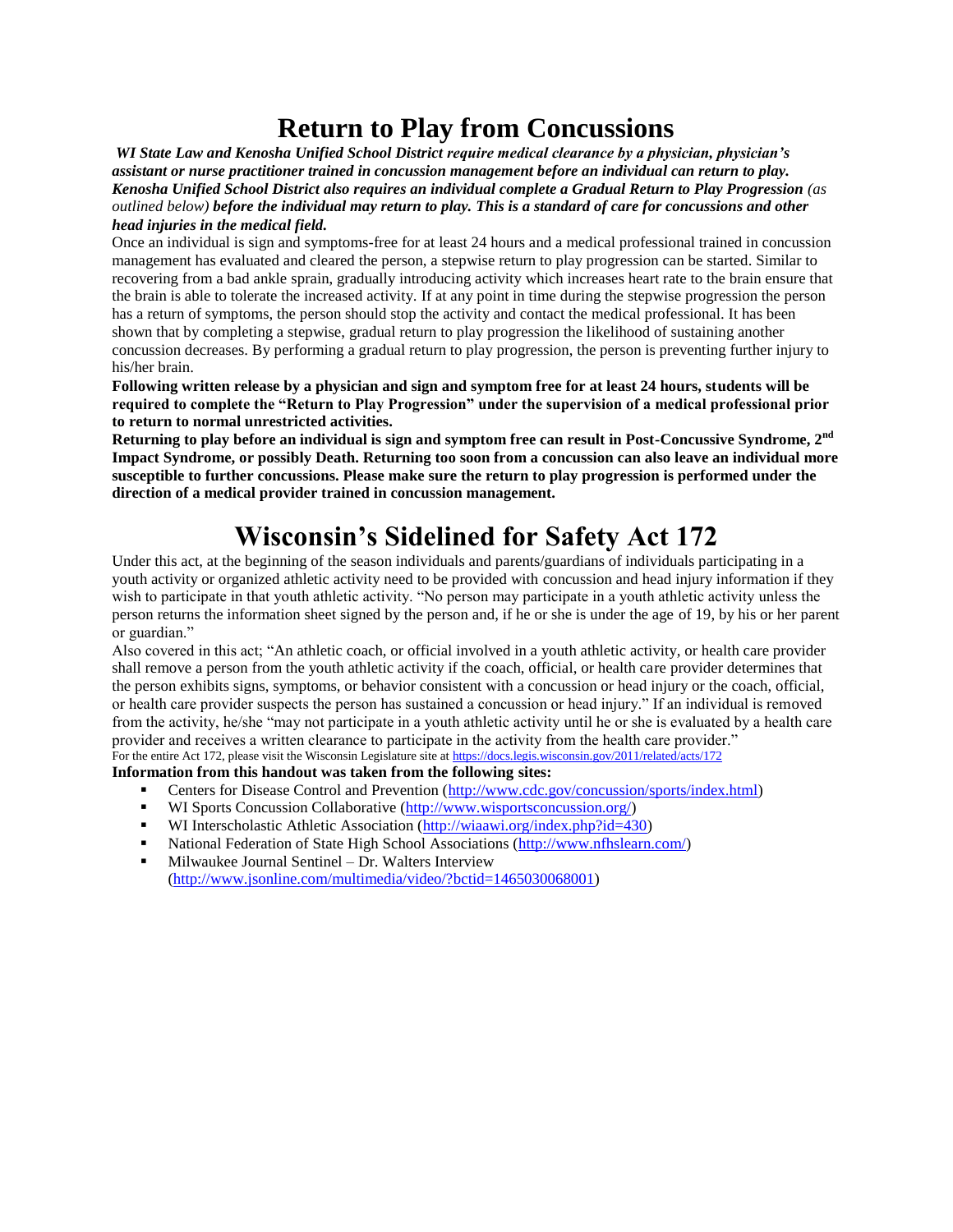# Return to Play from Concussions

***WI State Law and Kenosha Unified School District** require medical clearance by a physician, physician's assistant or nurse practitioner trained in concussion management before an individual can return to play. Kenosha Unified School District also requires an individual complete a Gradual Return to Play Progression* (as outlined below) ***before the individual may return to play. This is a standard of care for concussions and other head injuries in the medical field.***

Once an individual is sign and symptoms-free for at least 24 hours and a medical professional trained in concussion management has evaluated and cleared the person, a stepwise return to play progression can be started. Similar to recovering from a bad ankle sprain, gradually introducing activity which increases heart rate to the brain ensure that the brain is able to tolerate the increased activity. If at any point in time during the stepwise progression the person has a return of symptoms, the person should stop the activity and contact the medical professional. It has been shown that by completing a stepwise, gradual return to play progression the likelihood of sustaining another concussion decreases. By performing a gradual return to play progression, the person is preventing further injury to his/her brain.

**Following written release by a physician and sign and symptom free for at least 24 hours, students will be required to complete the "Return to Play Progression" under the supervision of a medical professional prior to return to normal unrestricted activities.**

**Returning to play before an individual is sign and symptom free can result in Post-Concussive Syndrome, 2nd Impact Syndrome, or possibly Death. Returning too soon from a concussion can also leave an individual more susceptible to further concussions. Please make sure the return to play progression is performed under the direction of a medical provider trained in concussion management.**

# Wisconsin's Sidelined for Safety Act 172

Under this act, at the beginning of the season individuals and parents/guardians of individuals participating in a youth activity or organized athletic activity need to be provided with concussion and head injury information if they wish to participate in that youth athletic activity. "No person may participate in a youth athletic activity unless the person returns the information sheet signed by the person and, if he or she is under the age of 19, by his or her parent or guardian."

Also covered in this act; "An athletic coach, or official involved in a youth athletic activity, or health care provider shall remove a person from the youth athletic activity if the coach, official, or health care provider determines that the person exhibits signs, symptoms, or behavior consistent with a concussion or head injury or the coach, official, or health care provider suspects the person has sustained a concussion or head injury." If an individual is removed from the activity, he/she "may not participate in a youth athletic activity until he or she is evaluated by a health care provider and receives a written clearance to participate in the activity from the health care provider."

For the entire Act 172, please visit the Wisconsin Legislature site at https://docs.legis.wisconsin.gov/2011/related/acts/172

**Information from this handout was taken from the following sites:**

- Centers for Disease Control and Prevention (http://www.cdc.gov/concussion/sports/index.html)
- WI Sports Concussion Collaborative (http://www.wisportsconcussion.org/)
- WI Interscholastic Athletic Association (http://wiaawi.org/index.php?id=430)
- National Federation of State High School Associations (http://www.nfhslearn.com/)
- Milwaukee Journal Sentinel – Dr. Walters Interview (http://www.jsonline.com/multimedia/video/?bctid=1465030068001)